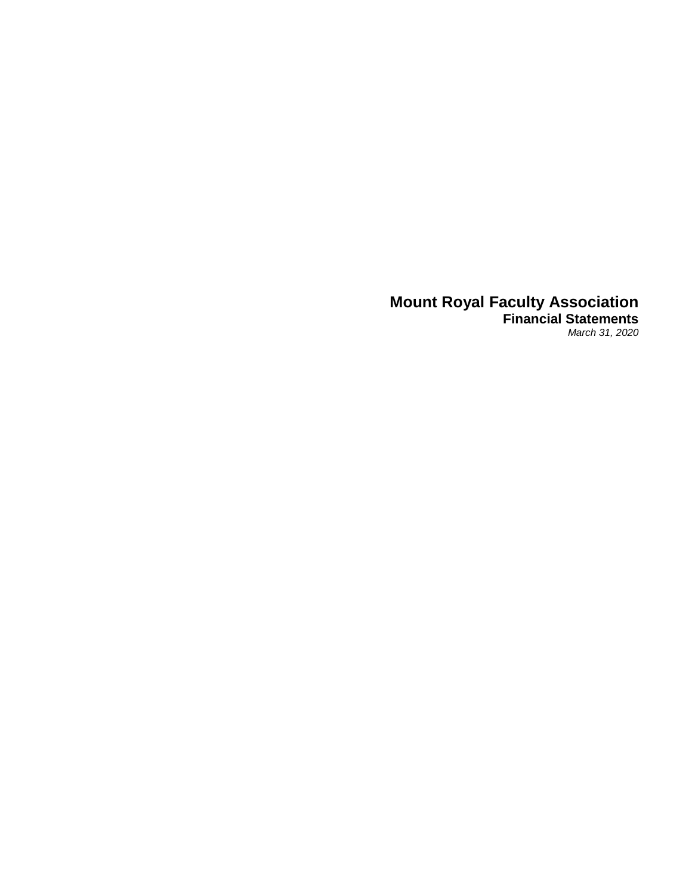# Mount Royal Faculty Association

## Financial Statements

*March 31, 2020*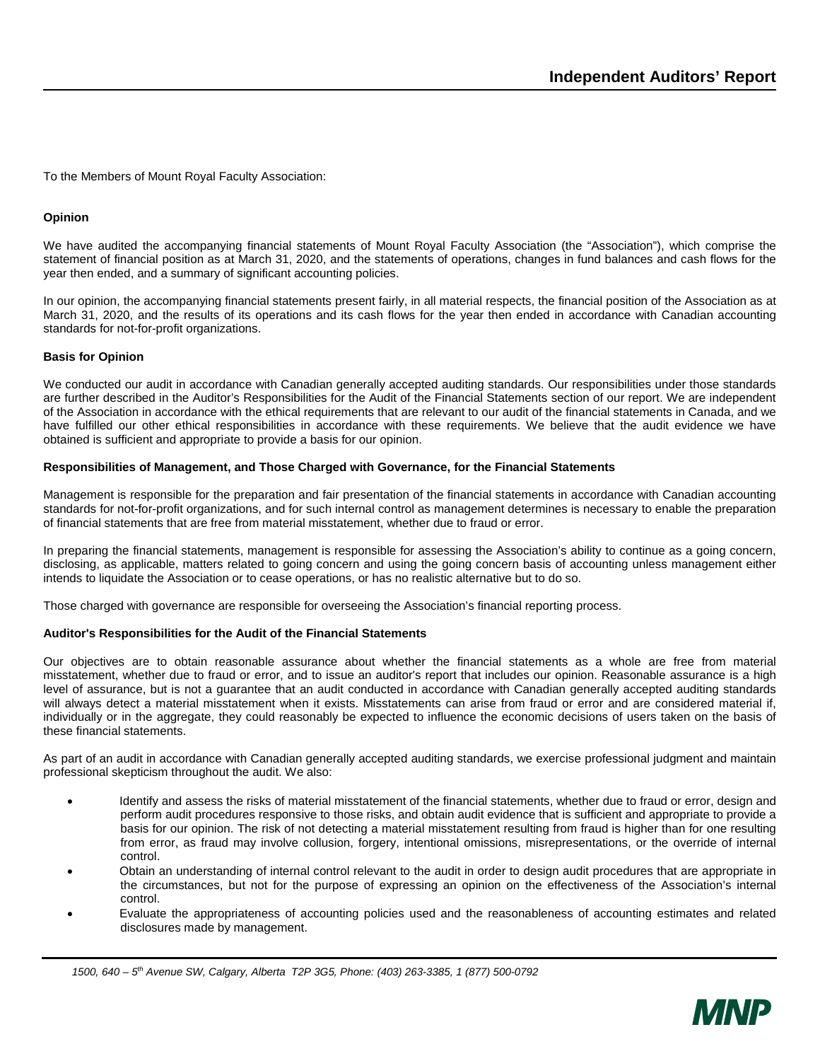# Independent Auditors' Report

To the Members of Mount Royal Faculty Association:

**Opinion**

We have audited the accompanying financial statements of Mount Royal Faculty Association (the "Association"), which comprise the statement of financial position as at March 31, 2020, and the statements of operations, changes in fund balances and cash flows for the year then ended, and a summary of significant accounting policies.

In our opinion, the accompanying financial statements present fairly, in all material respects, the financial position of the Association as at March 31, 2020, and the results of its operations and its cash flows for the year then ended in accordance with Canadian accounting standards for not-for-profit organizations.

**Basis for Opinion**

We conducted our audit in accordance with Canadian generally accepted auditing standards. Our responsibilities under those standards are further described in the Auditor's Responsibilities for the Audit of the Financial Statements section of our report. We are independent of the Association in accordance with the ethical requirements that are relevant to our audit of the financial statements in Canada, and we have fulfilled our other ethical responsibilities in accordance with these requirements. We believe that the audit evidence we have obtained is sufficient and appropriate to provide a basis for our opinion.

**Responsibilities of Management, and Those Charged with Governance, for the Financial Statements**

Management is responsible for the preparation and fair presentation of the financial statements in accordance with Canadian accounting standards for not-for-profit organizations, and for such internal control as management determines is necessary to enable the preparation of financial statements that are free from material misstatement, whether due to fraud or error.

In preparing the financial statements, management is responsible for assessing the Association's ability to continue as a going concern, disclosing, as applicable, matters related to going concern and using the going concern basis of accounting unless management either intends to liquidate the Association or to cease operations, or has no realistic alternative but to do so.

Those charged with governance are responsible for overseeing the Association's financial reporting process.

**Auditor's Responsibilities for the Audit of the Financial Statements**

Our objectives are to obtain reasonable assurance about whether the financial statements as a whole are free from material misstatement, whether due to fraud or error, and to issue an auditor's report that includes our opinion. Reasonable assurance is a high level of assurance, but is not a guarantee that an audit conducted in accordance with Canadian generally accepted auditing standards will always detect a material misstatement when it exists. Misstatements can arise from fraud or error and are considered material if, individually or in the aggregate, they could reasonably be expected to influence the economic decisions of users taken on the basis of these financial statements.

As part of an audit in accordance with Canadian generally accepted auditing standards, we exercise professional judgment and maintain professional skepticism throughout the audit. We also:

- Identify and assess the risks of material misstatement of the financial statements, whether due to fraud or error, design and perform audit procedures responsive to those risks, and obtain audit evidence that is sufficient and appropriate to provide a basis for our opinion. The risk of not detecting a material misstatement resulting from fraud is higher than for one resulting from error, as fraud may involve collusion, forgery, intentional omissions, misrepresentations, or the override of internal control.
- Obtain an understanding of internal control relevant to the audit in order to design audit procedures that are appropriate in the circumstances, but not for the purpose of expressing an opinion on the effectiveness of the Association's internal control.
- Evaluate the appropriateness of accounting policies used and the reasonableness of accounting estimates and related disclosures made by management.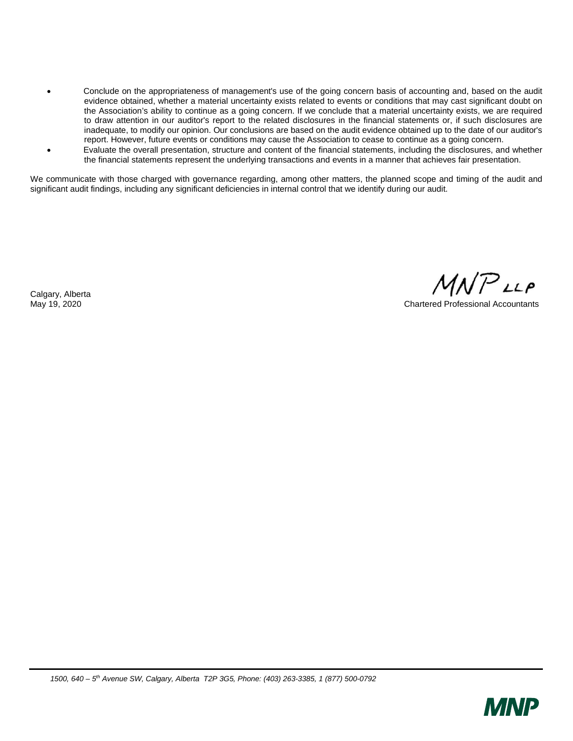- Conclude on the appropriateness of management's use of the going concern basis of accounting and, based on the audit evidence obtained, whether a material uncertainty exists related to events or conditions that may cast significant doubt on the Association's ability to continue as a going concern. If we conclude that a material uncertainty exists, we are required to draw attention in our auditor's report to the related disclosures in the financial statements or, if such disclosures are inadequate, to modify our opinion. Our conclusions are based on the audit evidence obtained up to the date of our auditor's report. However, future events or conditions may cause the Association to cease to continue as a going concern.
- Evaluate the overall presentation, structure and content of the financial statements, including the disclosures, and whether the financial statements represent the underlying transactions and events in a manner that achieves fair presentation.

We communicate with those charged with governance regarding, among other matters, the planned scope and timing of the audit and significant audit findings, including any significant deficiencies in internal control that we identify during our audit.

MNP LLP

Calgary, Alberta
May 19, 2020

Chartered Professional Accountants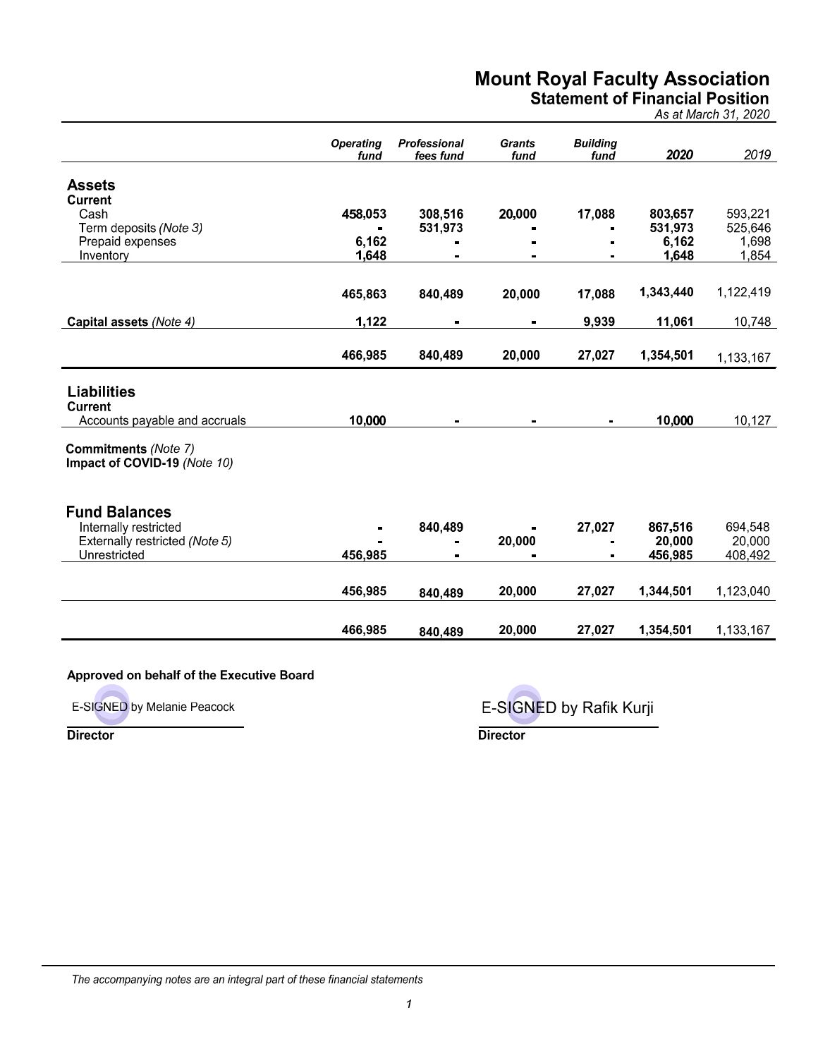# Mount Royal Faculty Association

## Statement of Financial Position

*As at March 31, 2020*

| | *Operating fund* | *Professional fees fund* | *Grants fund* | *Building fund* | *2020* | *2019* |
|---|---|---|---|---|---|---|
| **Assets** | | | | | | |
| **Current** | | | | | | |
| Cash | **458,053** | **308,516** | **20,000** | **17,088** | **803,657** | 593,221 |
| Term deposits *(Note 3)* | **-** | **531,973** | **-** | **-** | **531,973** | 525,646 |
| Prepaid expenses | **6,162** | **-** | **-** | **-** | **6,162** | 1,698 |
| Inventory | **1,648** | **-** | **-** | **-** | **1,648** | 1,854 |
| | **465,863** | **840,489** | **20,000** | **17,088** | **1,343,440** | 1,122,419 |
| **Capital assets** *(Note 4)* | **1,122** | **-** | **-** | **9,939** | **11,061** | 10,748 |
| | **466,985** | **840,489** | **20,000** | **27,027** | **1,354,501** | 1,133,167 |
| **Liabilities** | | | | | | |
| **Current** | | | | | | |
| Accounts payable and accruals | **10,000** | **-** | **-** | **-** | **10,000** | 10,127 |
| **Commitments** *(Note 7)* | | | | | | |
| **Impact of COVID-19** *(Note 10)* | | | | | | |
| **Fund Balances** | | | | | | |
| Internally restricted | **-** | **840,489** | **-** | **27,027** | **867,516** | 694,548 |
| Externally restricted *(Note 5)* | **-** | **-** | **20,000** | **-** | **20,000** | 20,000 |
| Unrestricted | **456,985** | **-** | **-** | **-** | **456,985** | 408,492 |
| | **456,985** | **840,489** | **20,000** | **27,027** | **1,344,501** | 1,123,040 |
| | **466,985** | **840,489** | **20,000** | **27,027** | **1,354,501** | 1,133,167 |

**Approved on behalf of the Executive Board**

E-SIGNED by Melanie Peacock
**Director**

E-SIGNED by Rafik Kurji
**Director**

*The accompanying notes are an integral part of these financial statements*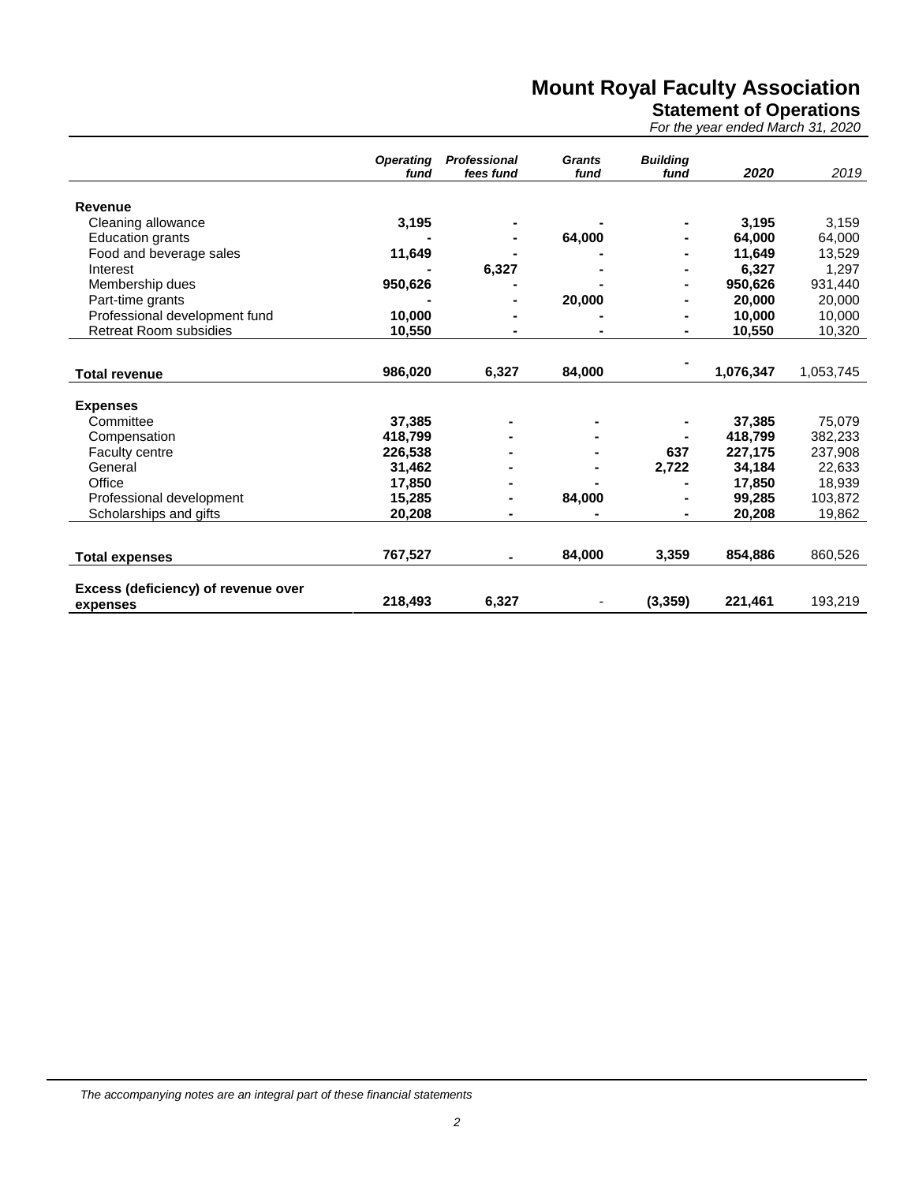# Mount Royal Faculty Association

## Statement of Operations

*For the year ended March 31, 2020*

| | *Operating fund* | *Professional fees fund* | *Grants fund* | *Building fund* | *2020* | *2019* |
|---|---|---|---|---|---|---|
| **Revenue** | | | | | | |
| Cleaning allowance | 3,195 | - | - | - | 3,195 | 3,159 |
| Education grants | - | - | 64,000 | - | 64,000 | 64,000 |
| Food and beverage sales | 11,649 | - | - | - | 11,649 | 13,529 |
| Interest | - | 6,327 | - | - | 6,327 | 1,297 |
| Membership dues | 950,626 | - | - | - | 950,626 | 931,440 |
| Part-time grants | - | - | 20,000 | - | 20,000 | 20,000 |
| Professional development fund | 10,000 | - | - | - | 10,000 | 10,000 |
| Retreat Room subsidies | 10,550 | - | - | - | 10,550 | 10,320 |
| **Total revenue** | 986,020 | 6,327 | 84,000 | - | 1,076,347 | 1,053,745 |
| **Expenses** | | | | | | |
| Committee | 37,385 | - | - | - | 37,385 | 75,079 |
| Compensation | 418,799 | - | - | - | 418,799 | 382,233 |
| Faculty centre | 226,538 | - | - | 637 | 227,175 | 237,908 |
| General | 31,462 | - | - | 2,722 | 34,184 | 22,633 |
| Office | 17,850 | - | - | - | 17,850 | 18,939 |
| Professional development | 15,285 | - | 84,000 | - | 99,285 | 103,872 |
| Scholarships and gifts | 20,208 | - | - | - | 20,208 | 19,862 |
| **Total expenses** | 767,527 | - | 84,000 | 3,359 | 854,886 | 860,526 |
| **Excess (deficiency) of revenue over expenses** | 218,493 | 6,327 | - | (3,359) | 221,461 | 193,219 |

*The accompanying notes are an integral part of these financial statements*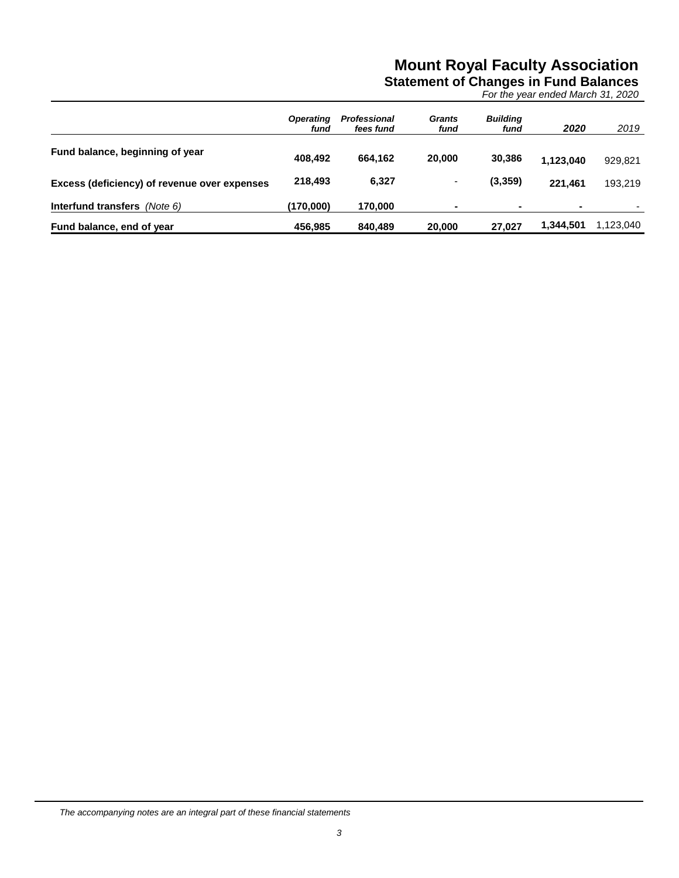# Mount Royal Faculty Association

## Statement of Changes in Fund Balances

*For the year ended March 31, 2020*

| | *Operating fund* | *Professional fees fund* | *Grants fund* | *Building fund* | *2020* | *2019* |
|---|---|---|---|---|---|---|
| **Fund balance, beginning of year** | **408,492** | **664,162** | **20,000** | **30,386** | **1,123,040** | 929,821 |
| **Excess (deficiency) of revenue over expenses** | **218,493** | **6,327** | - | **(3,359)** | **221,461** | 193,219 |
| **Interfund transfers** *(Note 6)* | **(170,000)** | **170,000** | **-** | **-** | **-** | - |
| **Fund balance, end of year** | **456,985** | **840,489** | **20,000** | **27,027** | **1,344,501** | 1,123,040 |

*The accompanying notes are an integral part of these financial statements*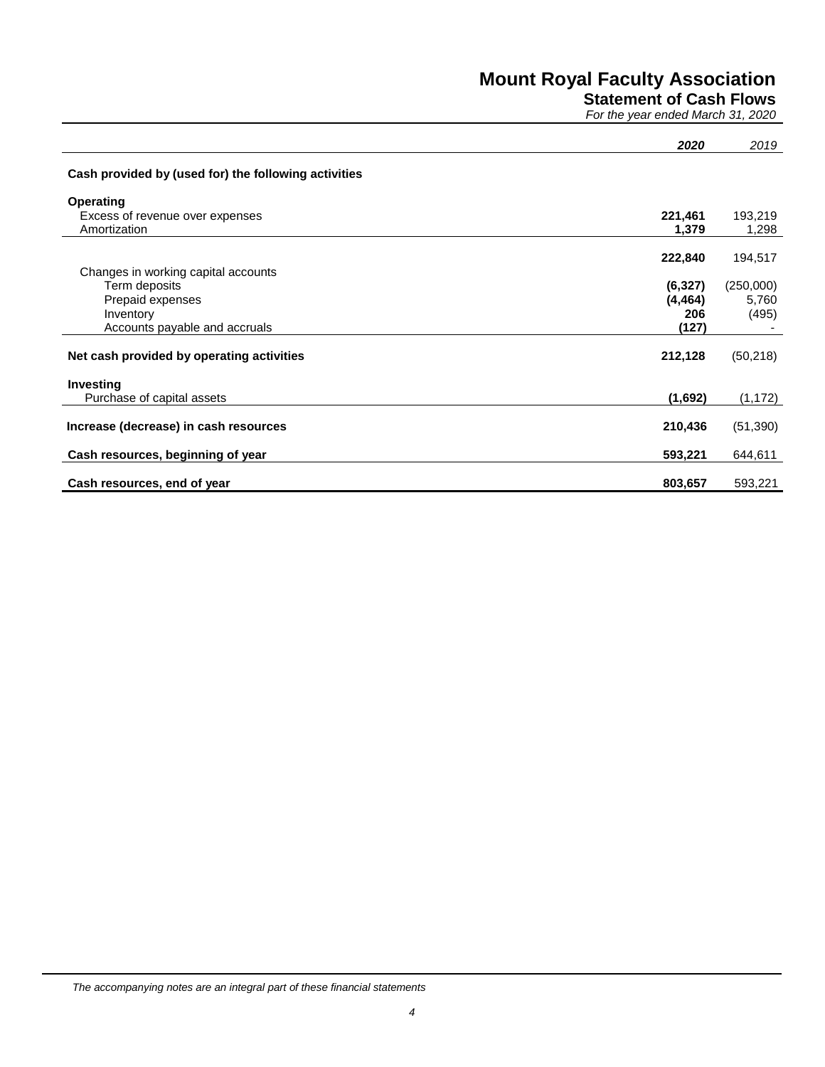# Mount Royal Faculty Association

## Statement of Cash Flows

*For the year ended March 31, 2020*

| | ***2020*** | *2019* |
|---|---|---|
| **Cash provided by (used for) the following activities** | | |
| **Operating** | | |
| Excess of revenue over expenses | **221,461** | 193,219 |
| Amortization | **1,379** | 1,298 |
| | **222,840** | 194,517 |
| Changes in working capital accounts | | |
| Term deposits | **(6,327)** | (250,000) |
| Prepaid expenses | **(4,464)** | 5,760 |
| Inventory | **206** | (495) |
| Accounts payable and accruals | **(127)** | - |
| **Net cash provided by operating activities** | **212,128** | (50,218) |
| **Investing** | | |
| Purchase of capital assets | **(1,692)** | (1,172) |
| **Increase (decrease) in cash resources** | **210,436** | (51,390) |
| **Cash resources, beginning of year** | **593,221** | 644,611 |
| **Cash resources, end of year** | **803,657** | 593,221 |

*The accompanying notes are an integral part of these financial statements*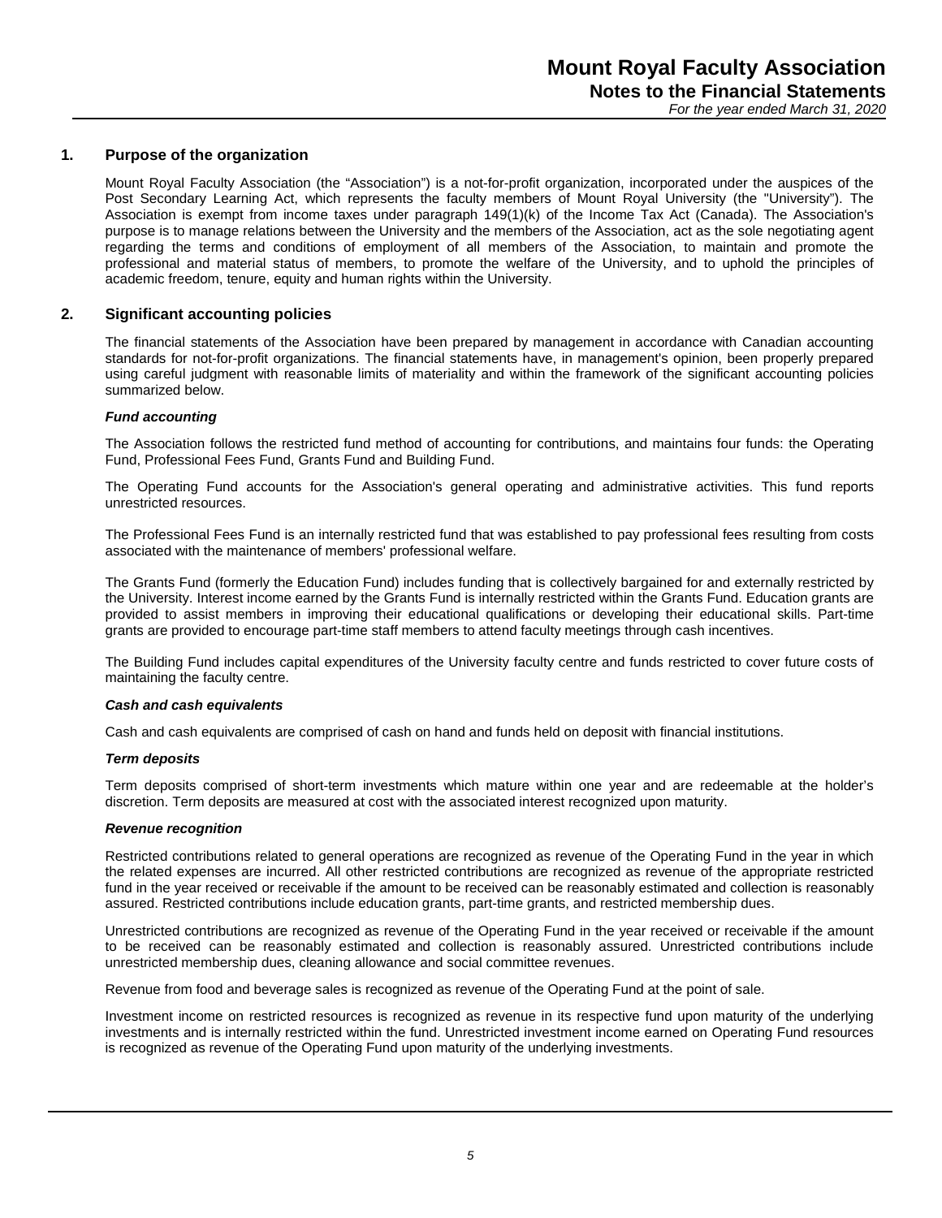# Mount Royal Faculty Association

## Notes to the Financial Statements

*For the year ended March 31, 2020*

### 1. Purpose of the organization

Mount Royal Faculty Association (the "Association") is a not-for-profit organization, incorporated under the auspices of the Post Secondary Learning Act, which represents the faculty members of Mount Royal University (the "University"). The Association is exempt from income taxes under paragraph 149(1)(k) of the Income Tax Act (Canada). The Association's purpose is to manage relations between the University and the members of the Association, act as the sole negotiating agent regarding the terms and conditions of employment of all members of the Association, to maintain and promote the professional and material status of members, to promote the welfare of the University, and to uphold the principles of academic freedom, tenure, equity and human rights within the University.

### 2. Significant accounting policies

The financial statements of the Association have been prepared by management in accordance with Canadian accounting standards for not-for-profit organizations. The financial statements have, in management's opinion, been properly prepared using careful judgment with reasonable limits of materiality and within the framework of the significant accounting policies summarized below.

***Fund accounting***

The Association follows the restricted fund method of accounting for contributions, and maintains four funds: the Operating Fund, Professional Fees Fund, Grants Fund and Building Fund.

The Operating Fund accounts for the Association's general operating and administrative activities. This fund reports unrestricted resources.

The Professional Fees Fund is an internally restricted fund that was established to pay professional fees resulting from costs associated with the maintenance of members' professional welfare.

The Grants Fund (formerly the Education Fund) includes funding that is collectively bargained for and externally restricted by the University. Interest income earned by the Grants Fund is internally restricted within the Grants Fund. Education grants are provided to assist members in improving their educational qualifications or developing their educational skills. Part-time grants are provided to encourage part-time staff members to attend faculty meetings through cash incentives.

The Building Fund includes capital expenditures of the University faculty centre and funds restricted to cover future costs of maintaining the faculty centre.

***Cash and cash equivalents***

Cash and cash equivalents are comprised of cash on hand and funds held on deposit with financial institutions.

***Term deposits***

Term deposits comprised of short-term investments which mature within one year and are redeemable at the holder's discretion. Term deposits are measured at cost with the associated interest recognized upon maturity.

***Revenue recognition***

Restricted contributions related to general operations are recognized as revenue of the Operating Fund in the year in which the related expenses are incurred. All other restricted contributions are recognized as revenue of the appropriate restricted fund in the year received or receivable if the amount to be received can be reasonably estimated and collection is reasonably assured. Restricted contributions include education grants, part-time grants, and restricted membership dues.

Unrestricted contributions are recognized as revenue of the Operating Fund in the year received or receivable if the amount to be received can be reasonably estimated and collection is reasonably assured. Unrestricted contributions include unrestricted membership dues, cleaning allowance and social committee revenues.

Revenue from food and beverage sales is recognized as revenue of the Operating Fund at the point of sale.

Investment income on restricted resources is recognized as revenue in its respective fund upon maturity of the underlying investments and is internally restricted within the fund. Unrestricted investment income earned on Operating Fund resources is recognized as revenue of the Operating Fund upon maturity of the underlying investments.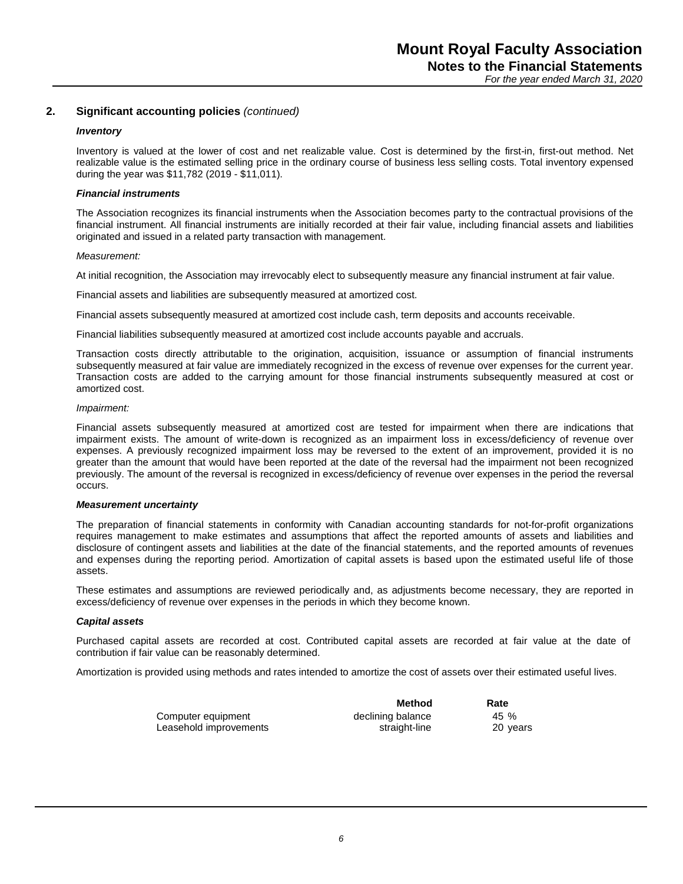## 2. Significant accounting policies *(continued)*

***Inventory***

Inventory is valued at the lower of cost and net realizable value. Cost is determined by the first-in, first-out method. Net realizable value is the estimated selling price in the ordinary course of business less selling costs. Total inventory expensed during the year was $11,782 (2019 - $11,011).

***Financial instruments***

The Association recognizes its financial instruments when the Association becomes party to the contractual provisions of the financial instrument. All financial instruments are initially recorded at their fair value, including financial assets and liabilities originated and issued in a related party transaction with management.

*Measurement:*

At initial recognition, the Association may irrevocably elect to subsequently measure any financial instrument at fair value.

Financial assets and liabilities are subsequently measured at amortized cost.

Financial assets subsequently measured at amortized cost include cash, term deposits and accounts receivable.

Financial liabilities subsequently measured at amortized cost include accounts payable and accruals.

Transaction costs directly attributable to the origination, acquisition, issuance or assumption of financial instruments subsequently measured at fair value are immediately recognized in the excess of revenue over expenses for the current year. Transaction costs are added to the carrying amount for those financial instruments subsequently measured at cost or amortized cost.

*Impairment:*

Financial assets subsequently measured at amortized cost are tested for impairment when there are indications that impairment exists. The amount of write-down is recognized as an impairment loss in excess/deficiency of revenue over expenses. A previously recognized impairment loss may be reversed to the extent of an improvement, provided it is no greater than the amount that would have been reported at the date of the reversal had the impairment not been recognized previously. The amount of the reversal is recognized in excess/deficiency of revenue over expenses in the period the reversal occurs.

***Measurement uncertainty***

The preparation of financial statements in conformity with Canadian accounting standards for not-for-profit organizations requires management to make estimates and assumptions that affect the reported amounts of assets and liabilities and disclosure of contingent assets and liabilities at the date of the financial statements, and the reported amounts of revenues and expenses during the reporting period. Amortization of capital assets is based upon the estimated useful life of those assets.

These estimates and assumptions are reviewed periodically and, as adjustments become necessary, they are reported in excess/deficiency of revenue over expenses in the periods in which they become known.

***Capital assets***

Purchased capital assets are recorded at cost. Contributed capital assets are recorded at fair value at the date of contribution if fair value can be reasonably determined.

Amortization is provided using methods and rates intended to amortize the cost of assets over their estimated useful lives.

| | Method | Rate |
|---|---|---|
| Computer equipment | declining balance | 45 % |
| Leasehold improvements | straight-line | 20 years |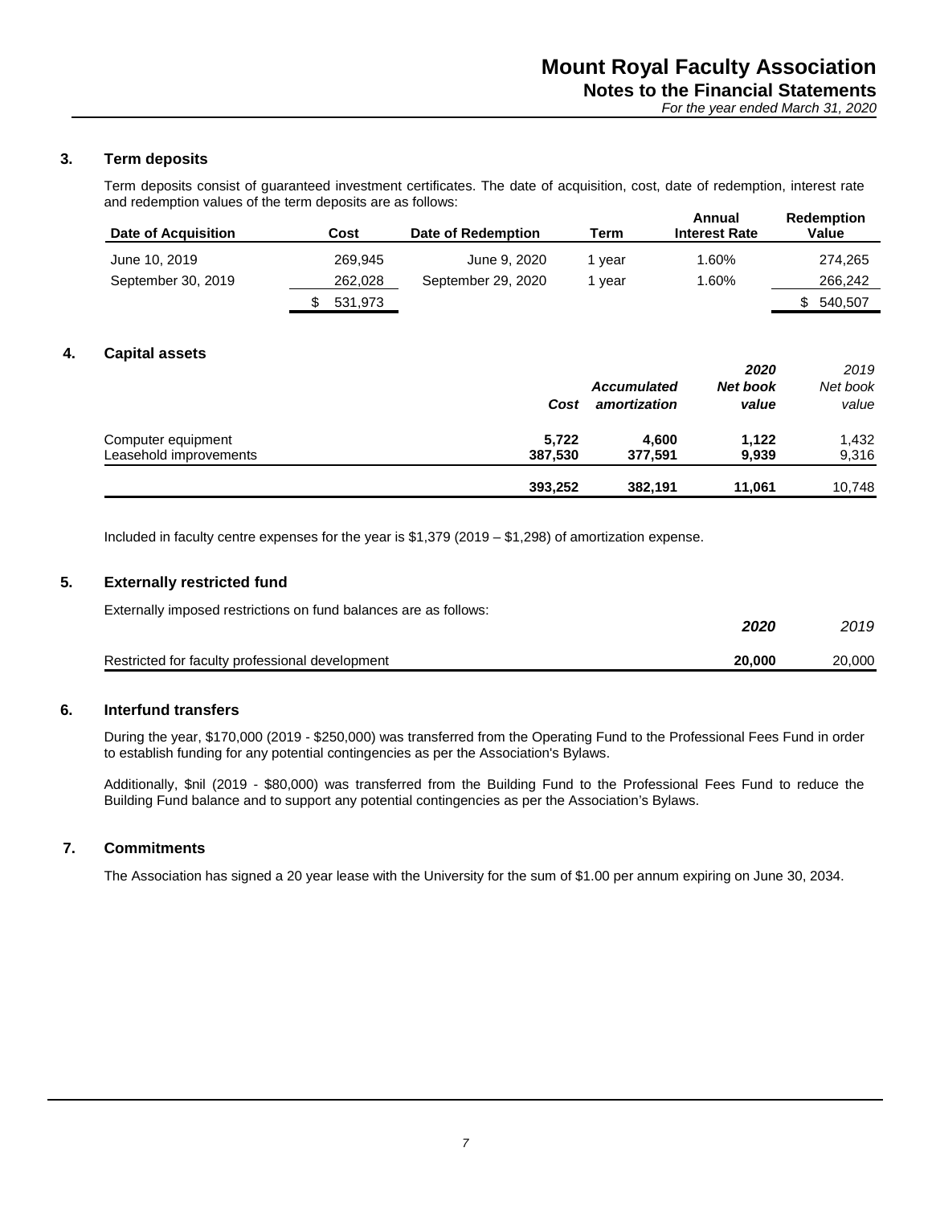### 3. Term deposits

Term deposits consist of guaranteed investment certificates. The date of acquisition, cost, date of redemption, interest rate and redemption values of the term deposits are as follows:

| Date of Acquisition | Cost | Date of Redemption | Term | Annual Interest Rate | Redemption Value |
|---|---|---|---|---|---|
| June 10, 2019 | 269,945 | June 9, 2020 | 1 year | 1.60% | 274,265 |
| September 30, 2019 | 262,028 | September 29, 2020 | 1 year | 1.60% | 266,242 |
| | $ 531,973 | | | | $ 540,507 |

### 4. Capital assets

| | *Cost* | *Accumulated amortization* | *2020 Net book value* | *2019 Net book value* |
|---|---|---|---|---|
| Computer equipment | **5,722** | **4,600** | **1,122** | 1,432 |
| Leasehold improvements | **387,530** | **377,591** | **9,939** | 9,316 |
| | **393,252** | **382,191** | **11,061** | 10,748 |

Included in faculty centre expenses for the year is $1,379 (2019 – $1,298) of amortization expense.

### 5. Externally restricted fund

Externally imposed restrictions on fund balances are as follows:

| | *2020* | *2019* |
|---|---|---|
| Restricted for faculty professional development | **20,000** | 20,000 |

### 6. Interfund transfers

During the year, $170,000 (2019 - $250,000) was transferred from the Operating Fund to the Professional Fees Fund in order to establish funding for any potential contingencies as per the Association's Bylaws.

Additionally, $nil (2019 - $80,000) was transferred from the Building Fund to the Professional Fees Fund to reduce the Building Fund balance and to support any potential contingencies as per the Association's Bylaws.

### 7. Commitments

The Association has signed a 20 year lease with the University for the sum of $1.00 per annum expiring on June 30, 2034.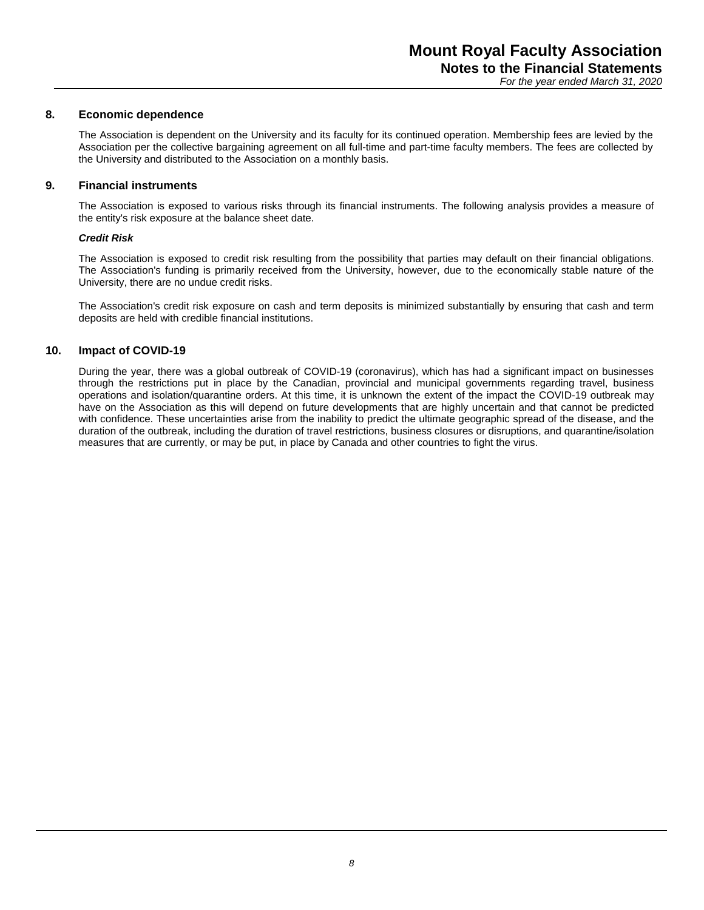## 8. Economic dependence

The Association is dependent on the University and its faculty for its continued operation. Membership fees are levied by the Association per the collective bargaining agreement on all full-time and part-time faculty members. The fees are collected by the University and distributed to the Association on a monthly basis.

## 9. Financial instruments

The Association is exposed to various risks through its financial instruments. The following analysis provides a measure of the entity's risk exposure at the balance sheet date.

***Credit Risk***

The Association is exposed to credit risk resulting from the possibility that parties may default on their financial obligations. The Association's funding is primarily received from the University, however, due to the economically stable nature of the University, there are no undue credit risks.

The Association's credit risk exposure on cash and term deposits is minimized substantially by ensuring that cash and term deposits are held with credible financial institutions.

## 10. Impact of COVID-19

During the year, there was a global outbreak of COVID-19 (coronavirus), which has had a significant impact on businesses through the restrictions put in place by the Canadian, provincial and municipal governments regarding travel, business operations and isolation/quarantine orders. At this time, it is unknown the extent of the impact the COVID-19 outbreak may have on the Association as this will depend on future developments that are highly uncertain and that cannot be predicted with confidence. These uncertainties arise from the inability to predict the ultimate geographic spread of the disease, and the duration of the outbreak, including the duration of travel restrictions, business closures or disruptions, and quarantine/isolation measures that are currently, or may be put, in place by Canada and other countries to fight the virus.